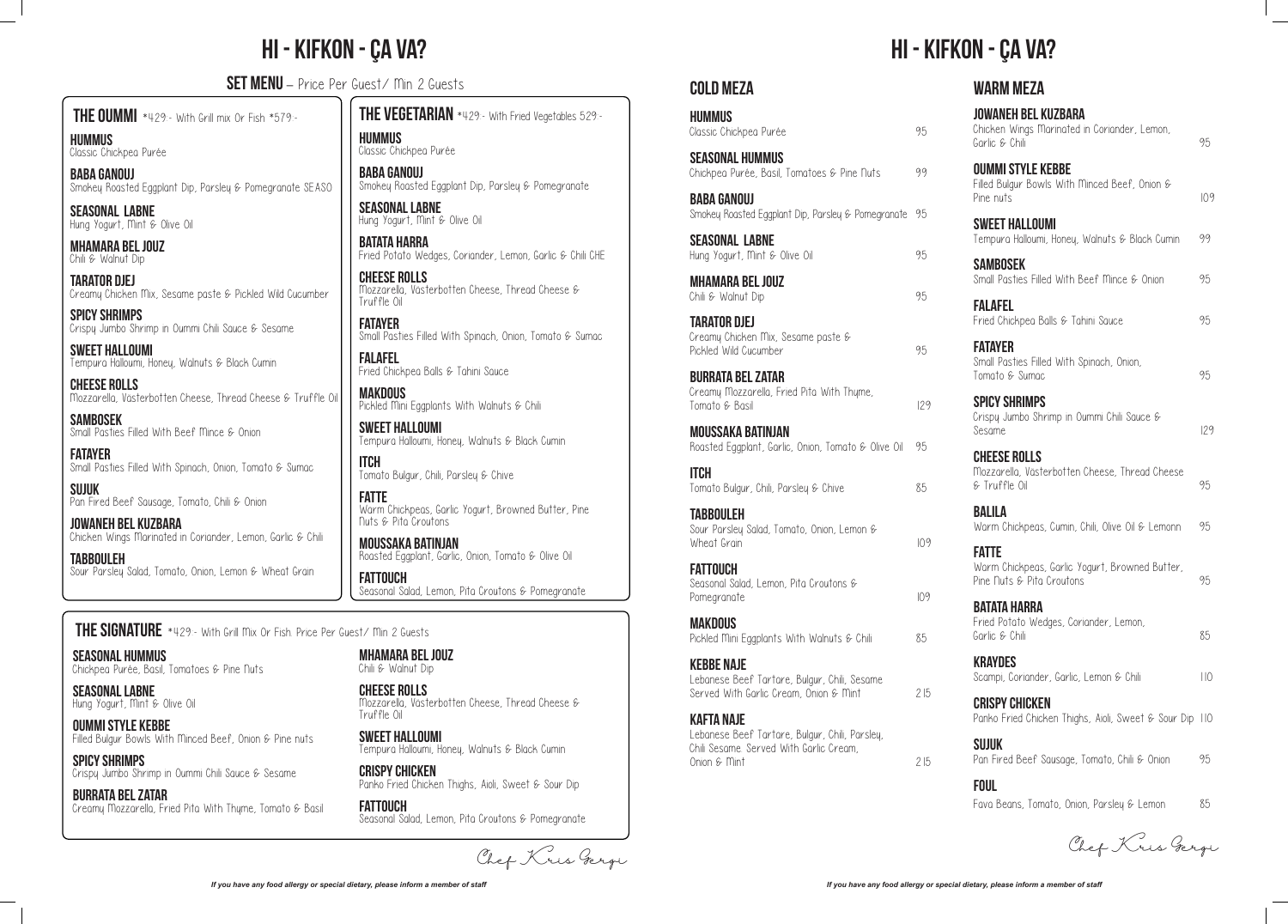# HI - KIFKON - ÇA VA?

## SET MENU – Price Per Guest/ Min 2 Guests

### THE OUMMI *429:- With Grill mix Or Fish *579:-

**HUMMUS**
Classic Chickpea Purée

**BABA GANOUJ**
Smokey Roasted Eggplant Dip, Parsley & Pomegranate SEASO

**SEASONAL LABNE**
Hung Yogurt, Mint & Olive Oil

**MHAMARA BEL JOUZ**
Chili & Walnut Dip

**TARATOR DJEJ**
Creamy Chicken Mix, Sesame paste & Pickled Wild Cucumber

**SPICY SHRIMPS**
Crispy Jumbo Shrimp in Oummi Chili Sauce & Sesame

**SWEET HALLOUMI**
Tempura Halloumi, Honey, Walnuts & Black Cumin

**CHEESE ROLLS**
Mozzarella, Vasterbotten Cheese, Thread Cheese & Truffle Oil

**SAMBOSEK**
Small Pasties Filled With Beef Mince & Onion

**FATAYER**
Small Pasties Filled With Spinach, Onion, Tomato & Sumac

**SUJUK**
Pan Fired Beef Sausage, Tomato, Chili & Onion

**JOWANEH BEL KUZBARA**
Chicken Wings Marinated in Coriander, Lemon, Garlic & Chili

**TABBOULEH**
Sour Parsley Salad, Tomato, Onion, Lemon & Wheat Grain

### THE VEGETARIAN *429:- With Fried Vegetables 529:-

**HUMMUS**
Classic Chickpea Purée

**BABA GANOUJ**
Smokey Roasted Eggplant Dip, Parsley & Pomegranate

**SEASONAL LABNE**
Hung Yogurt, Mint & Olive Oil

**BATATA HARRA**
Fried Potato Wedges, Coriander, Lemon, Garlic & Chili CHE

**CHEESE ROLLS**
Mozzarella, Vasterbotten Cheese, Thread Cheese & Truffle Oil

**FATAYER**
Small Pasties Filled With Spinach, Onion, Tomato & Sumac

**FALAFEL**
Fried Chickpea Balls & Tahini Sauce

**MAKDOUS**
Pickled Mini Eggplants With Walnuts & Chili

**SWEET HALLOUMI**
Tempura Halloumi, Honey, Walnuts & Black Cumin

**ITCH**
Tomato Bulgur, Chili, Parsley & Chive

**FATTE**
Warm Chickpeas, Garlic Yogurt, Browned Butter, Pine Nuts & Pita Croutons

**MOUSSAKA BATINJAN**
Roasted Eggplant, Garlic, Onion, Tomato & Olive Oil

**FATTOUCH**
Seasonal Salad, Lemon, Pita Croutons & Pomegranate

### THE SIGNATURE *429:- With Grill Mix Or Fish. Price Per Guest/ Min 2 Guests

**SEASONAL HUMMUS**
Chickpea Purée, Basil, Tomatoes & Pine Nuts

**SEASONAL LABNE**
Hung Yogurt, Mint & Olive Oil

**OUMMI STYLE KEBBE**
Filled Bulgur Bowls With Minced Beef, Onion & Pine nuts

**SPICY SHRIMPS**
Crispy Jumbo Shrimp in Oummi Chili Sauce & Sesame

**BURRATA BEL ZATAR**
Creamy Mozzarella, Fried Pita With Thyme, Tomato & Basil

**MHAMARA BEL JOUZ**
Chili & Walnut Dip

**CHEESE ROLLS**
Mozzarella, Vasterbotten Cheese, Thread Cheese & Truffle Oil

**SWEET HALLOUMI**
Tempura Halloumi, Honey, Walnuts & Black Cumin

**CRISPY CHICKEN**
Panko Fried Chicken Thighs, Aioli, Sweet & Sour Dip

**FATTOUCH**
Seasonal Salad, Lemon, Pita Croutons & Pomegranate

Chef Kris Gergi

*If you have any food allergy or special dietary, please inform a member of staff*

# HI - KIFKON - ÇA VA?

## COLD MEZA

**HUMMUS** — 95
Classic Chickpea Purée

**SEASONAL HUMMUS** — 99
Chickpea Purée, Basil, Tomatoes & Pine Nuts

**BABA GANOUJ** — 95
Smokey Roasted Eggplant Dip, Parsley & Pomegranate

**SEASONAL LABNE** — 95
Hung Yogurt, Mint & Olive Oil

**MHAMARA BEL JOUZ** — 95
Chili & Walnut Dip

**TARATOR DJEJ** — 95
Creamy Chicken Mix, Sesame paste & Pickled Wild Cucumber

**BURRATA BEL ZATAR** — 129
Creamy Mozzarella, Fried Pita With Thyme, Tomato & Basil

**MOUSSAKA BATINJAN** — 95
Roasted Eggplant, Garlic, Onion, Tomato & Olive Oil

**ITCH** — 85
Tomato Bulgur, Chili, Parsley & Chive

**TABBOULEH** — 109
Sour Parsley Salad, Tomato, Onion, Lemon & Wheat Grain

**FATTOUCH** — 109
Seasonal Salad, Lemon, Pita Croutons & Pomegranate

**MAKDOUS** — 85
Pickled Mini Eggplants With Walnuts & Chili

**KEBBE NAJE** — 215
Lebanese Beef Tartare, Bulgur, Chili, Sesame Served With Garlic Cream, Onion & Mint

**KAFTA NAJE** — 215
Lebanese Beef Tartare, Bulgur, Chili, Parsley, Chili Sesame. Served With Garlic Cream, Onion & Mint

## WARM MEZA

**JOWANEH BEL KUZBARA** — 95
Chicken Wings Marinated in Coriander, Lemon, Garlic & Chili

**OUMMI STYLE KEBBE** — 109
Filled Bulgur Bowls With Minced Beef, Onion & Pine nuts

**SWEET HALLOUMI** — 99
Tempura Halloumi, Honey, Walnuts & Black Cumin

**SAMBOSEK** — 95
Small Pasties Filled With Beef Mince & Onion

**FALAFEL** — 95
Fried Chickpea Balls & Tahini Sauce

**FATAYER** — 95
Small Pasties Filled With Spinach, Onion, Tomato & Sumac

**SPICY SHRIMPS** — 129
Crispy Jumbo Shrimp in Oummi Chili Sauce & Sesame

**CHEESE ROLLS** — 95
Mozzarella, Vasterbotten Cheese, Thread Cheese & Truffle Oil

**BALILA** — 95
Warm Chickpeas, Cumin, Chili, Olive Oil & Lemonn

**FATTE** — 95
Warm Chickpeas, Garlic Yogurt, Browned Butter, Pine Nuts & Pita Croutons

**BATATA HARRA** — 85
Fried Potato Wedges, Coriander, Lemon, Garlic & Chili

**KRAYDES** — 110
Scampi, Coriander, Garlic, Lemon & Chili

**CRISPY CHICKEN** — 110
Panko Fried Chicken Thighs, Aioli, Sweet & Sour Dip

**SUJUK** — 95
Pan Fired Beef Sausage, Tomato, Chili & Onion

**FOUL** — 85
Fava Beans, Tomato, Onion, Parsley & Lemon

Chef Kris Gergi

*If you have any food allergy or special dietary, please inform a member of staff*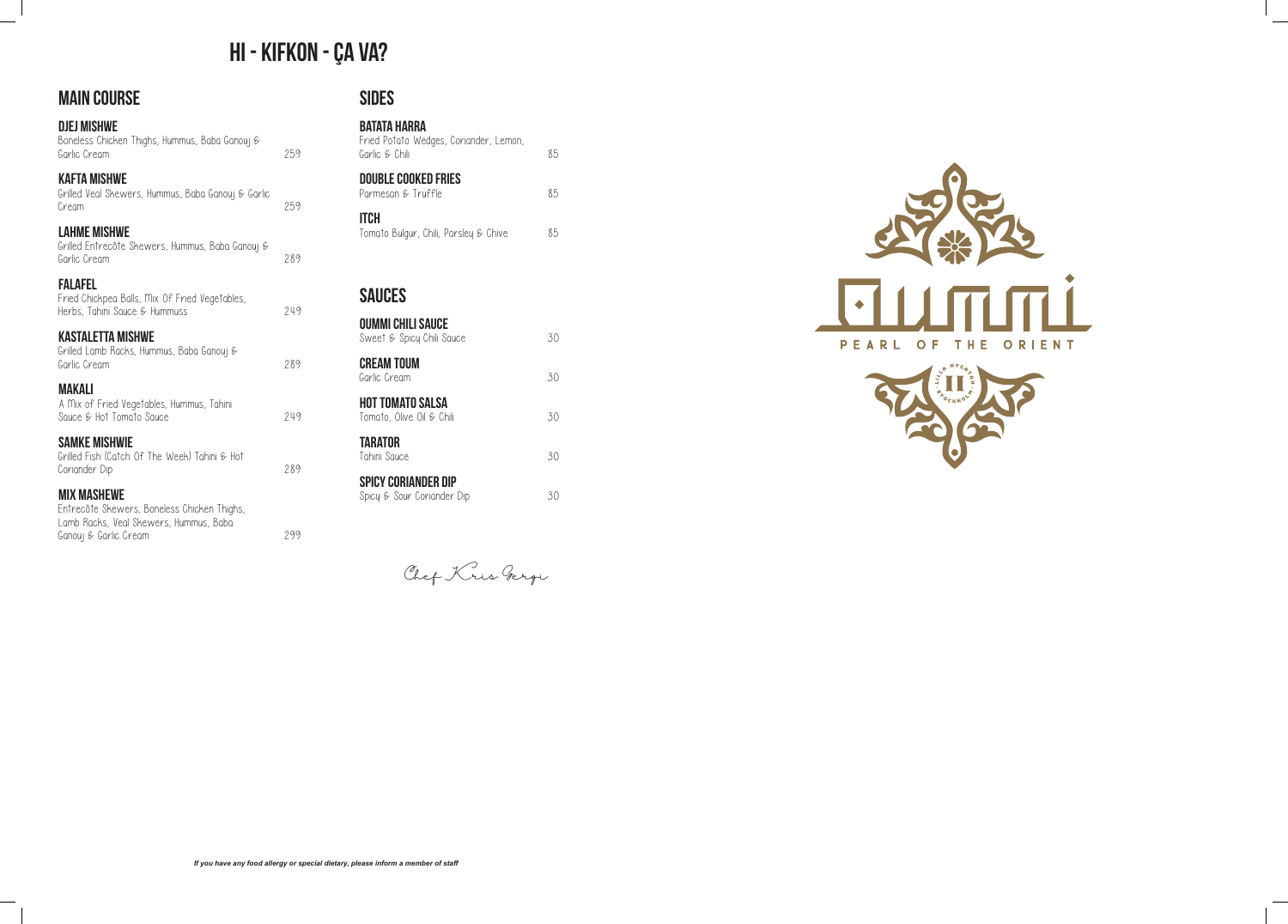# HI - KIFKON - ÇA VA?

## MAIN COURSE

**DJEJ MISHWE**
Boneless Chicken Thighs, Hummus, Baba Ganouj & Garlic Cream — 259

**KAFTA MISHWE**
Grilled Veal Skewers, Hummus, Baba Ganouj & Garlic Cream — 259

**LAHME MISHWE**
Grilled Entrecôte Skewers, Hummus, Baba Ganouj & Garlic Cream — 289

**FALAFEL**
Fried Chickpea Balls, Mix Of Fried Vegetables, Herbs, Tahini Sauce & Hummuss — 249

**KASTALETTA MISHWE**
Grilled Lamb Racks, Hummus, Baba Ganouj & Garlic Cream — 289

**MAKALI**
A Mix of Fried Vegetables, Hummus, Tahini Sauce & Hot Tomato Sauce — 249

**SAMKE MISHWIE**
Grilled Fish (Catch Of The Week) Tahini & Hot Coriander Dip — 289

**MIX MASHEWE**
Entrecôte Skewers, Boneless Chicken Thighs, Lamb Racks, Veal Skewers, Hummus, Baba Ganouj & Garlic Cream — 299

## SIDES

**BATATA HARRA**
Fried Potato Wedges, Coriander, Lemon, Garlic & Chili — 85

**DOUBLE COOKED FRIES**
Parmesan & Truffle — 85

**ITCH**
Tomato Bulgur, Chili, Parsley & Chive — 85

## SAUCES

**OUMMI CHILI SAUCE**
Sweet & Spicy Chili Sauce — 30

**CREAM TOUM**
Garlic Cream — 30

**HOT TOMATO SALSA**
Tomato, Olive Oil & Chili — 30

**TARATOR**
Tahini Sauce — 30

**SPICY CORIANDER DIP**
Spicy & Sour Coriander Dip — 30

*Chef Kris Gergi*

OUMMI
PEARL OF THE ORIENT
LILLA NYGATAN STOCKHOLM

*If you have any food allergy or special dietary, please inform a member of staff*